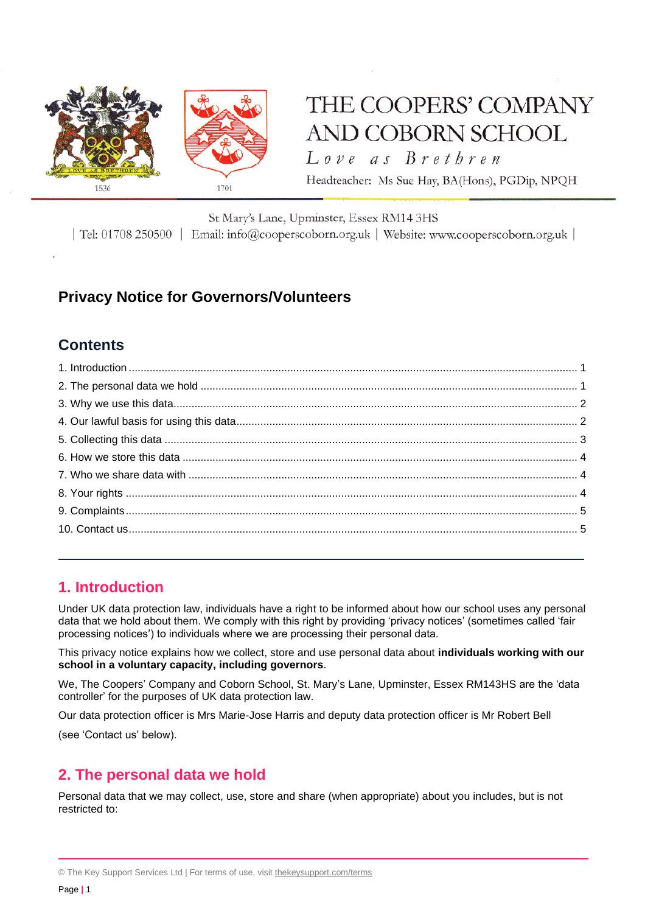# THE COOPERS' COMPANY AND COBORN SCHOOL

*Love as Brethren*

Headteacher: Ms Sue Hay, BA(Hons), PGDip, NPQH

1536 1701

St Mary's Lane, Upminster, Essex RM14 3HS

| Tel: 01708 250500 | Email: info@cooperscoborn.org.uk | Website: www.cooperscoborn.org.uk |

## Privacy Notice for Governors/Volunteers

### Contents

1. Introduction ........ 1
2. The personal data we hold ........ 1
3. Why we use this data ........ 2
4. Our lawful basis for using this data ........ 2
5. Collecting this data ........ 3
6. How we store this data ........ 4
7. Who we share data with ........ 4
8. Your rights ........ 4
9. Complaints ........ 5
10. Contact us ........ 5

---

## 1. Introduction

Under UK data protection law, individuals have a right to be informed about how our school uses any personal data that we hold about them. We comply with this right by providing 'privacy notices' (sometimes called 'fair processing notices') to individuals where we are processing their personal data.

This privacy notice explains how we collect, store and use personal data about **individuals working with our school in a voluntary capacity, including governors**.

We, The Coopers' Company and Coborn School, St. Mary's Lane, Upminster, Essex RM143HS are the 'data controller' for the purposes of UK data protection law.

Our data protection officer is Mrs Marie-Jose Harris and deputy data protection officer is Mr Robert Bell

(see 'Contact us' below).

## 2. The personal data we hold

Personal data that we may collect, use, store and share (when appropriate) about you includes, but is not restricted to:

© The Key Support Services Ltd | For terms of use, visit thekeysupport.com/terms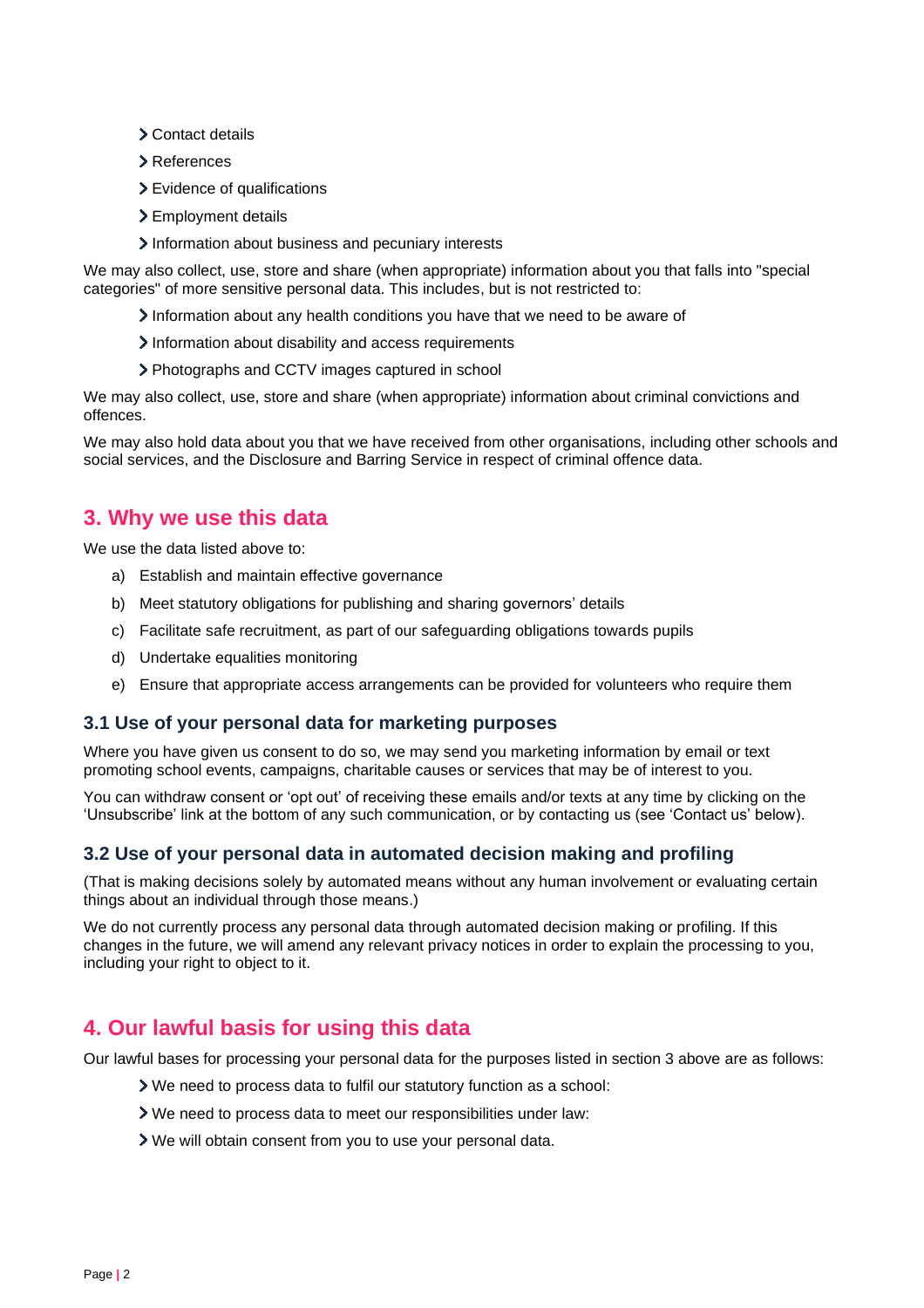- Contact details
- References
- Evidence of qualifications
- Employment details
- Information about business and pecuniary interests

We may also collect, use, store and share (when appropriate) information about you that falls into "special categories" of more sensitive personal data. This includes, but is not restricted to:

- Information about any health conditions you have that we need to be aware of
- Information about disability and access requirements
- Photographs and CCTV images captured in school

We may also collect, use, store and share (when appropriate) information about criminal convictions and offences.

We may also hold data about you that we have received from other organisations, including other schools and social services, and the Disclosure and Barring Service in respect of criminal offence data.

## 3. Why we use this data

We use the data listed above to:

a) Establish and maintain effective governance

b) Meet statutory obligations for publishing and sharing governors' details

c) Facilitate safe recruitment, as part of our safeguarding obligations towards pupils

d) Undertake equalities monitoring

e) Ensure that appropriate access arrangements can be provided for volunteers who require them

### 3.1 Use of your personal data for marketing purposes

Where you have given us consent to do so, we may send you marketing information by email or text promoting school events, campaigns, charitable causes or services that may be of interest to you.

You can withdraw consent or 'opt out' of receiving these emails and/or texts at any time by clicking on the 'Unsubscribe' link at the bottom of any such communication, or by contacting us (see 'Contact us' below).

### 3.2 Use of your personal data in automated decision making and profiling

(That is making decisions solely by automated means without any human involvement or evaluating certain things about an individual through those means.)

We do not currently process any personal data through automated decision making or profiling. If this changes in the future, we will amend any relevant privacy notices in order to explain the processing to you, including your right to object to it.

## 4. Our lawful basis for using this data

Our lawful bases for processing your personal data for the purposes listed in section 3 above are as follows:

- We need to process data to fulfil our statutory function as a school:
- We need to process data to meet our responsibilities under law:
- We will obtain consent from you to use your personal data.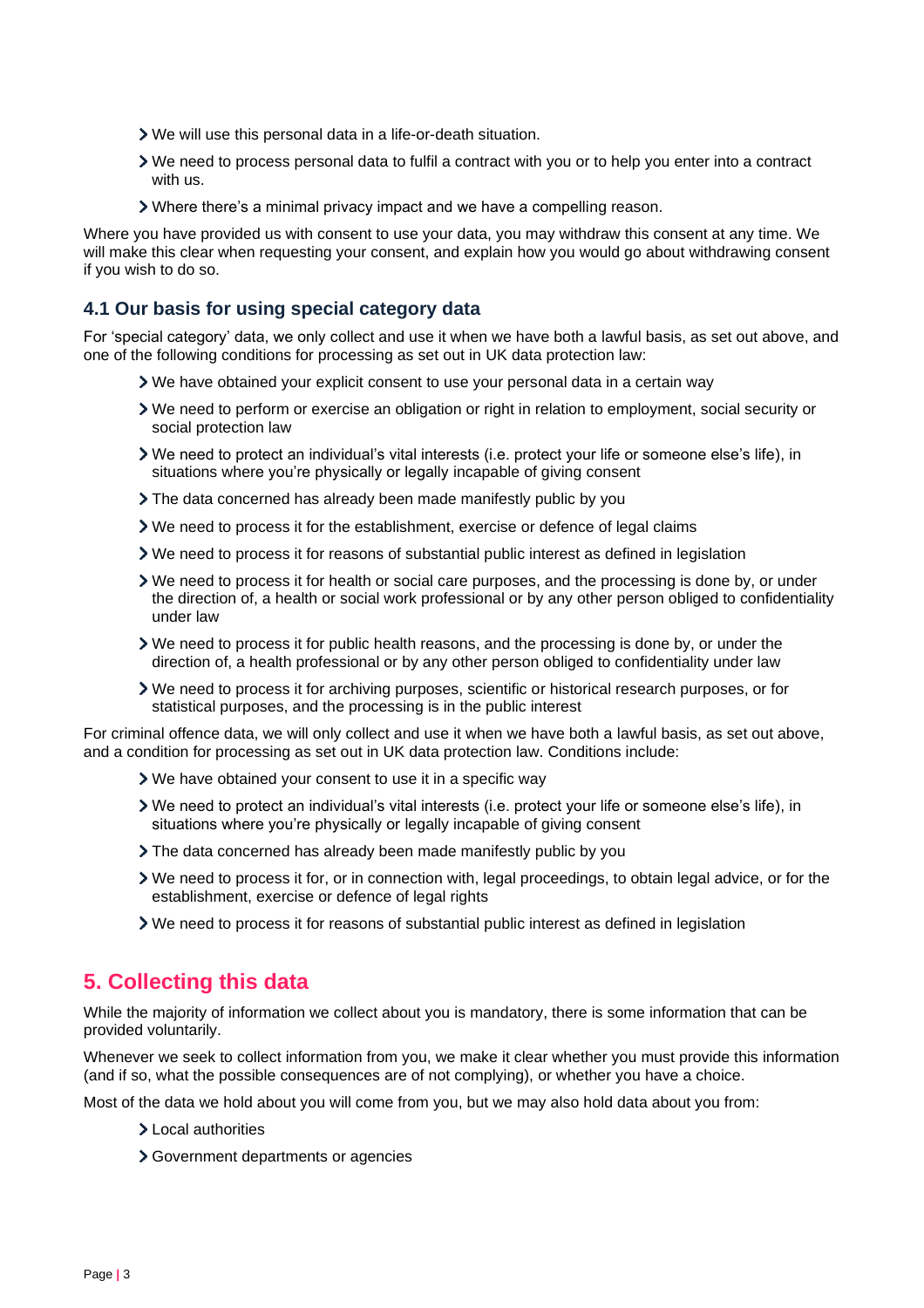- We will use this personal data in a life-or-death situation.
- We need to process personal data to fulfil a contract with you or to help you enter into a contract with us.
- Where there's a minimal privacy impact and we have a compelling reason.

Where you have provided us with consent to use your data, you may withdraw this consent at any time. We will make this clear when requesting your consent, and explain how you would go about withdrawing consent if you wish to do so.

### 4.1 Our basis for using special category data

For 'special category' data, we only collect and use it when we have both a lawful basis, as set out above, and one of the following conditions for processing as set out in UK data protection law:

- We have obtained your explicit consent to use your personal data in a certain way
- We need to perform or exercise an obligation or right in relation to employment, social security or social protection law
- We need to protect an individual's vital interests (i.e. protect your life or someone else's life), in situations where you're physically or legally incapable of giving consent
- The data concerned has already been made manifestly public by you
- We need to process it for the establishment, exercise or defence of legal claims
- We need to process it for reasons of substantial public interest as defined in legislation
- We need to process it for health or social care purposes, and the processing is done by, or under the direction of, a health or social work professional or by any other person obliged to confidentiality under law
- We need to process it for public health reasons, and the processing is done by, or under the direction of, a health professional or by any other person obliged to confidentiality under law
- We need to process it for archiving purposes, scientific or historical research purposes, or for statistical purposes, and the processing is in the public interest

For criminal offence data, we will only collect and use it when we have both a lawful basis, as set out above, and a condition for processing as set out in UK data protection law. Conditions include:

- We have obtained your consent to use it in a specific way
- We need to protect an individual's vital interests (i.e. protect your life or someone else's life), in situations where you're physically or legally incapable of giving consent
- The data concerned has already been made manifestly public by you
- We need to process it for, or in connection with, legal proceedings, to obtain legal advice, or for the establishment, exercise or defence of legal rights
- We need to process it for reasons of substantial public interest as defined in legislation

## 5. Collecting this data

While the majority of information we collect about you is mandatory, there is some information that can be provided voluntarily.

Whenever we seek to collect information from you, we make it clear whether you must provide this information (and if so, what the possible consequences are of not complying), or whether you have a choice.

Most of the data we hold about you will come from you, but we may also hold data about you from:

- Local authorities
- Government departments or agencies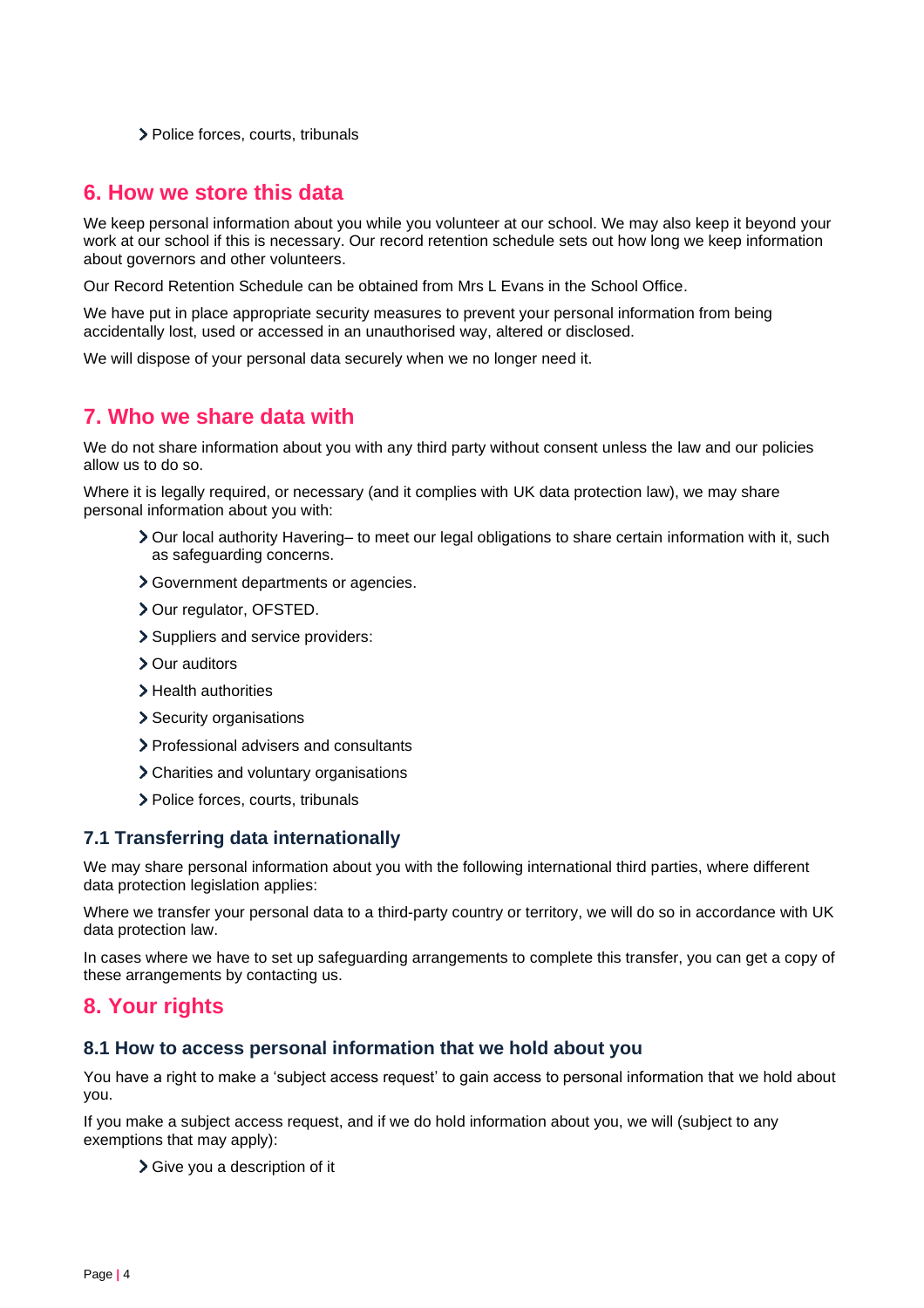- Police forces, courts, tribunals

## 6. How we store this data

We keep personal information about you while you volunteer at our school. We may also keep it beyond your work at our school if this is necessary. Our record retention schedule sets out how long we keep information about governors and other volunteers.

Our Record Retention Schedule can be obtained from Mrs L Evans in the School Office.

We have put in place appropriate security measures to prevent your personal information from being accidentally lost, used or accessed in an unauthorised way, altered or disclosed.

We will dispose of your personal data securely when we no longer need it.

## 7. Who we share data with

We do not share information about you with any third party without consent unless the law and our policies allow us to do so.

Where it is legally required, or necessary (and it complies with UK data protection law), we may share personal information about you with:

- Our local authority Havering– to meet our legal obligations to share certain information with it, such as safeguarding concerns.
- Government departments or agencies.
- Our regulator, OFSTED.
- Suppliers and service providers:
- Our auditors
- Health authorities
- Security organisations
- Professional advisers and consultants
- Charities and voluntary organisations
- Police forces, courts, tribunals

### 7.1 Transferring data internationally

We may share personal information about you with the following international third parties, where different data protection legislation applies:

Where we transfer your personal data to a third-party country or territory, we will do so in accordance with UK data protection law.

In cases where we have to set up safeguarding arrangements to complete this transfer, you can get a copy of these arrangements by contacting us.

## 8. Your rights

### 8.1 How to access personal information that we hold about you

You have a right to make a 'subject access request' to gain access to personal information that we hold about you.

If you make a subject access request, and if we do hold information about you, we will (subject to any exemptions that may apply):

- Give you a description of it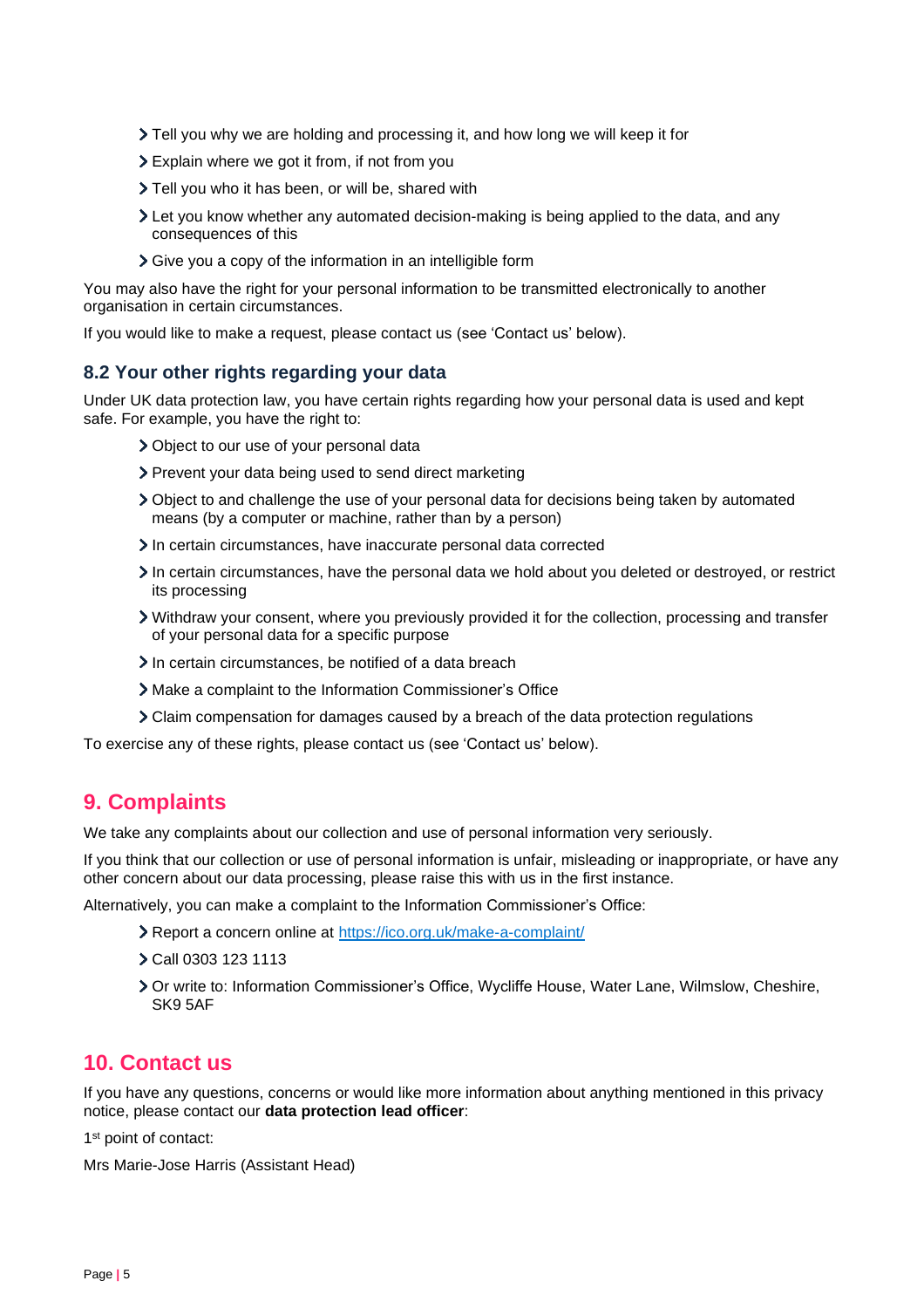- Tell you why we are holding and processing it, and how long we will keep it for
- Explain where we got it from, if not from you
- Tell you who it has been, or will be, shared with
- Let you know whether any automated decision-making is being applied to the data, and any consequences of this
- Give you a copy of the information in an intelligible form

You may also have the right for your personal information to be transmitted electronically to another organisation in certain circumstances.

If you would like to make a request, please contact us (see 'Contact us' below).

### 8.2 Your other rights regarding your data

Under UK data protection law, you have certain rights regarding how your personal data is used and kept safe. For example, you have the right to:

- Object to our use of your personal data
- Prevent your data being used to send direct marketing
- Object to and challenge the use of your personal data for decisions being taken by automated means (by a computer or machine, rather than by a person)
- In certain circumstances, have inaccurate personal data corrected
- In certain circumstances, have the personal data we hold about you deleted or destroyed, or restrict its processing
- Withdraw your consent, where you previously provided it for the collection, processing and transfer of your personal data for a specific purpose
- In certain circumstances, be notified of a data breach
- Make a complaint to the Information Commissioner's Office
- Claim compensation for damages caused by a breach of the data protection regulations

To exercise any of these rights, please contact us (see 'Contact us' below).

## 9. Complaints

We take any complaints about our collection and use of personal information very seriously.

If you think that our collection or use of personal information is unfair, misleading or inappropriate, or have any other concern about our data processing, please raise this with us in the first instance.

Alternatively, you can make a complaint to the Information Commissioner's Office:

- Report a concern online at [https://ico.org.uk/make-a-complaint/](https://ico.org.uk/make-a-complaint/)
- Call 0303 123 1113
- Or write to: Information Commissioner's Office, Wycliffe House, Water Lane, Wilmslow, Cheshire, SK9 5AF

## 10. Contact us

If you have any questions, concerns or would like more information about anything mentioned in this privacy notice, please contact our **data protection lead officer**:

1st point of contact:

Mrs Marie-Jose Harris (Assistant Head)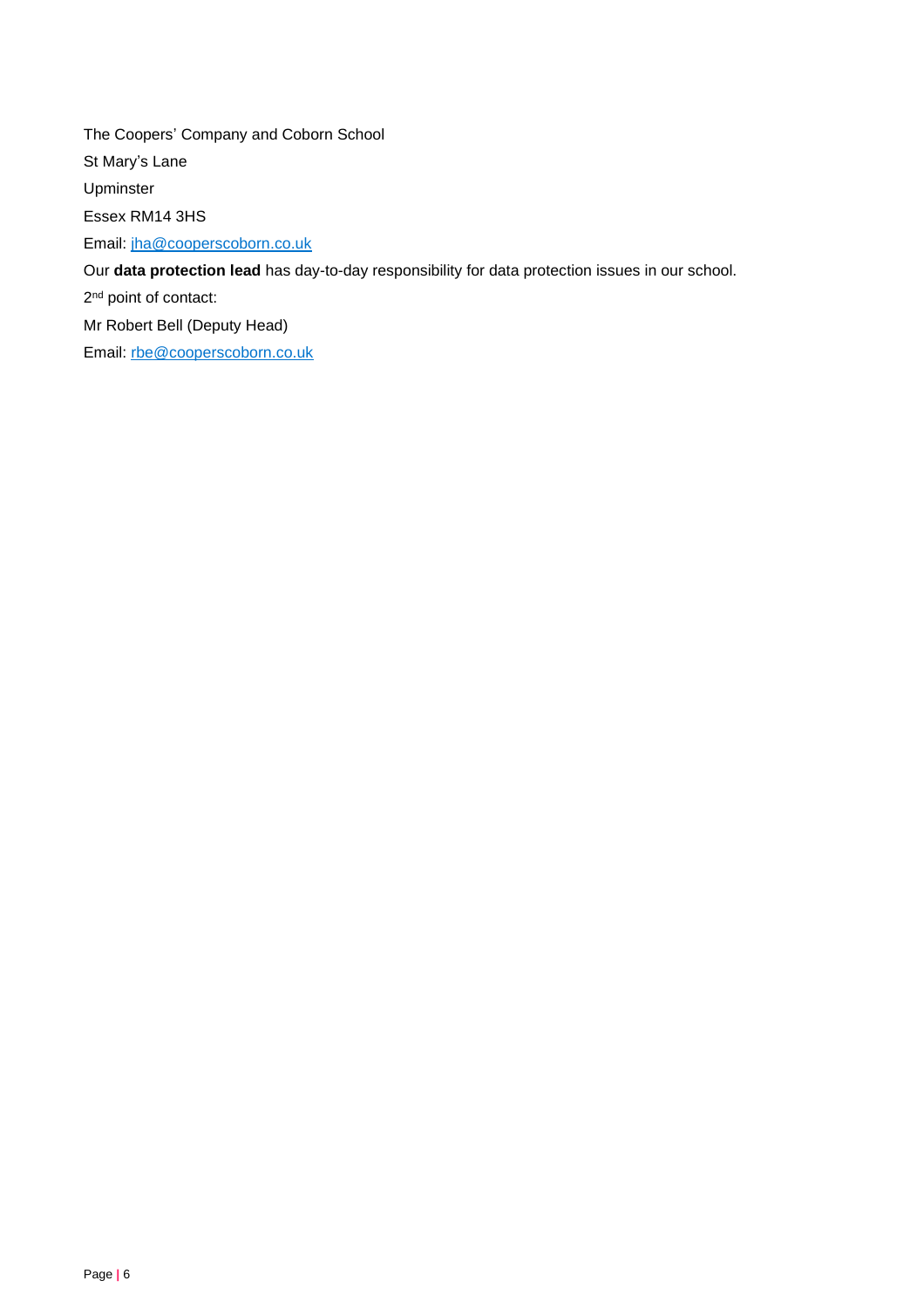The Coopers' Company and Coborn School

St Mary's Lane

Upminster

Essex RM14 3HS

Email: jha@cooperscoborn.co.uk

Our **data protection lead** has day-to-day responsibility for data protection issues in our school.

2nd point of contact:

Mr Robert Bell (Deputy Head)

Email: rbe@cooperscoborn.co.uk